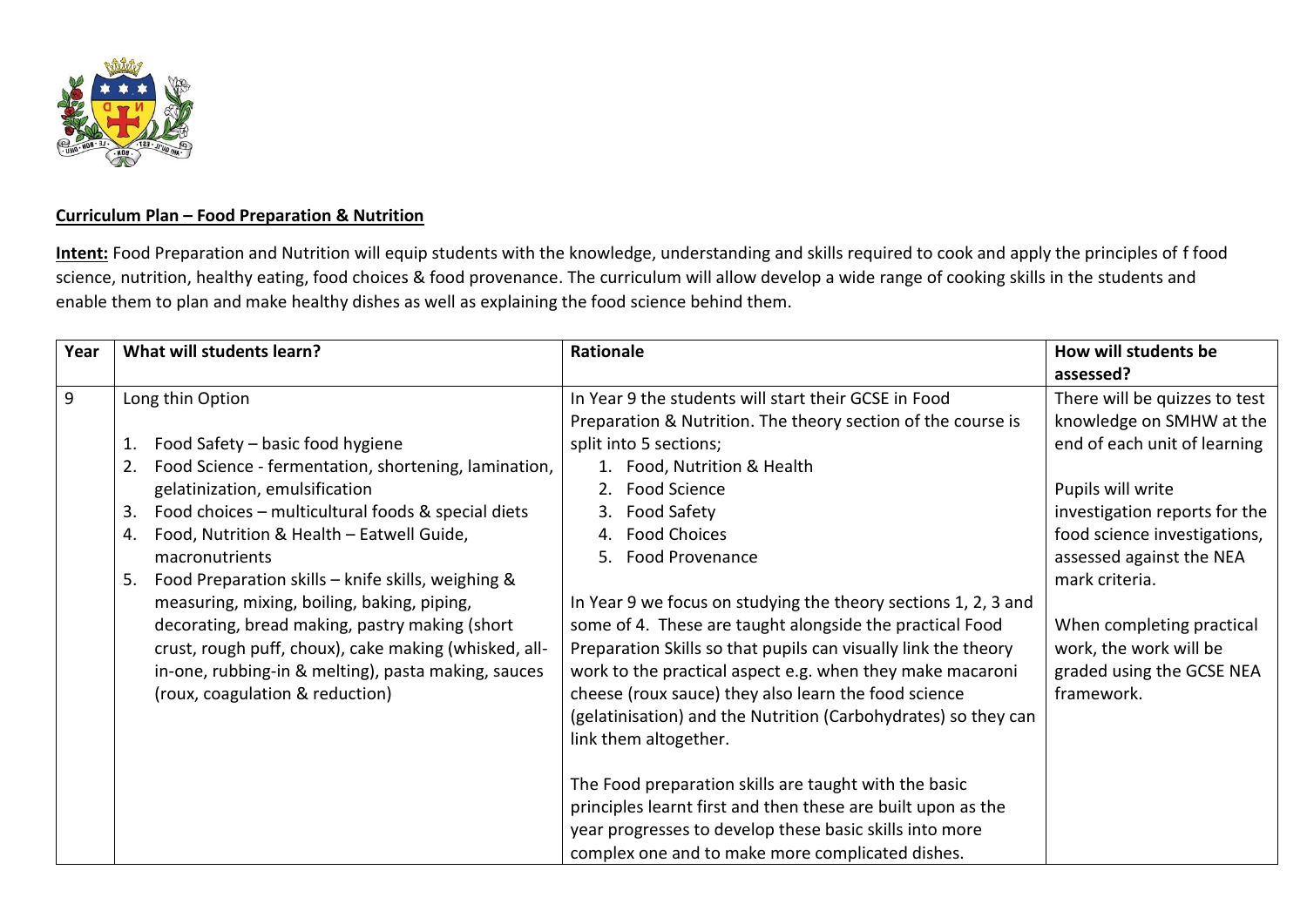**Curriculum Plan – Food Preparation & Nutrition**

**Intent:** Food Preparation and Nutrition will equip students with the knowledge, understanding and skills required to cook and apply the principles of f food science, nutrition, healthy eating, food choices & food provenance. The curriculum will allow develop a wide range of cooking skills in the students and enable them to plan and make healthy dishes as well as explaining the food science behind them.

| Year | What will students learn? | Rationale | How will students be assessed? |
|---|---|---|---|
| 9 | Long thin Option<br><br>1. Food Safety – basic food hygiene<br>2. Food Science - fermentation, shortening, lamination, gelatinization, emulsification<br>3. Food choices – multicultural foods & special diets<br>4. Food, Nutrition & Health – Eatwell Guide, macronutrients<br>5. Food Preparation skills – knife skills, weighing & measuring, mixing, boiling, baking, piping, decorating, bread making, pastry making (short crust, rough puff, choux), cake making (whisked, all-in-one, rubbing-in & melting), pasta making, sauces (roux, coagulation & reduction) | In Year 9 the students will start their GCSE in Food Preparation & Nutrition. The theory section of the course is split into 5 sections;<br>1. Food, Nutrition & Health<br>2. Food Science<br>3. Food Safety<br>4. Food Choices<br>5. Food Provenance<br><br>In Year 9 we focus on studying the theory sections 1, 2, 3 and some of 4. These are taught alongside the practical Food Preparation Skills so that pupils can visually link the theory work to the practical aspect e.g. when they make macaroni cheese (roux sauce) they also learn the food science (gelatinisation) and the Nutrition (Carbohydrates) so they can link them altogether.<br><br>The Food preparation skills are taught with the basic principles learnt first and then these are built upon as the year progresses to develop these basic skills into more complex one and to make more complicated dishes. | There will be quizzes to test knowledge on SMHW at the end of each unit of learning<br><br>Pupils will write investigation reports for the food science investigations, assessed against the NEA mark criteria.<br><br>When completing practical work, the work will be graded using the GCSE NEA framework. |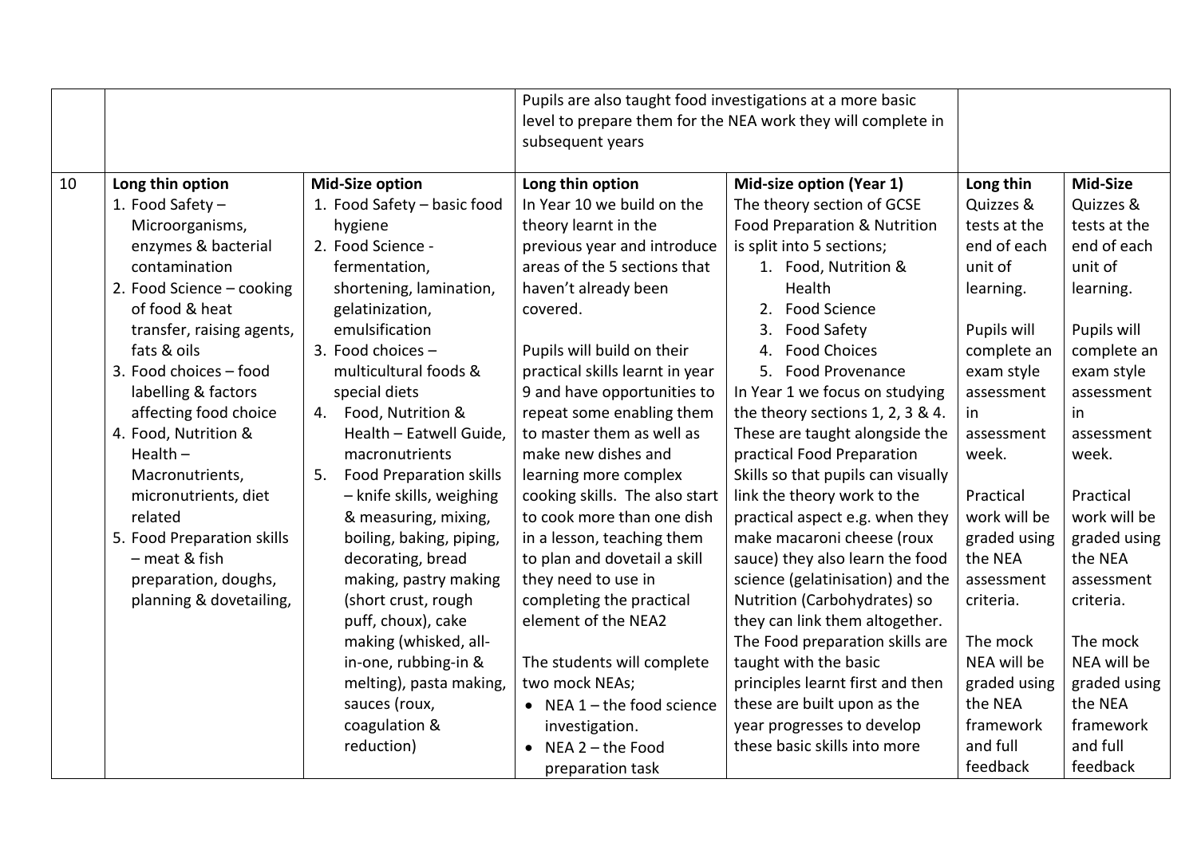| | | | | | | |
|---|---|---|---|---|---|---|
| | | | Pupils are also taught food investigations at a more basic level to prepare them for the NEA work they will complete in subsequent years | | | |
| 10 | **Long thin option**<br>1. Food Safety – Microorganisms, enzymes & bacterial contamination<br>2. Food Science – cooking of food & heat transfer, raising agents, fats & oils<br>3. Food choices – food labelling & factors affecting food choice<br>4. Food, Nutrition & Health – Macronutrients, micronutrients, diet related<br>5. Food Preparation skills – meat & fish preparation, doughs, planning & dovetailing, | **Mid-Size option**<br>1. Food Safety – basic food hygiene<br>2. Food Science - fermentation, shortening, lamination, gelatinization, emulsification<br>3. Food choices – multicultural foods & special diets<br>4. Food, Nutrition & Health – Eatwell Guide, macronutrients<br>5. Food Preparation skills – knife skills, weighing & measuring, mixing, boiling, baking, piping, decorating, bread making, pastry making (short crust, rough puff, choux), cake making (whisked, all-in-one, rubbing-in & melting), pasta making, sauces (roux, coagulation & reduction) | **Long thin option**<br>In Year 10 we build on the theory learnt in the previous year and introduce areas of the 5 sections that haven't already been covered.<br><br>Pupils will build on their practical skills learnt in year 9 and have opportunities to repeat some enabling them to master them as well as make new dishes and learning more complex cooking skills. The also start to cook more than one dish in a lesson, teaching them to plan and dovetail a skill they need to use in completing the practical element of the NEA2<br><br>The students will complete two mock NEAs;<br>• NEA 1 – the food science investigation.<br>• NEA 2 – the Food preparation task | **Mid-size option (Year 1)**<br>The theory section of GCSE Food Preparation & Nutrition is split into 5 sections;<br>1. Food, Nutrition & Health<br>2. Food Science<br>3. Food Safety<br>4. Food Choices<br>5. Food Provenance<br>In Year 1 we focus on studying the theory sections 1, 2, 3 & 4. These are taught alongside the practical Food Preparation Skills so that pupils can visually link the theory work to the practical aspect e.g. when they make macaroni cheese (roux sauce) they also learn the food science (gelatinisation) and the Nutrition (Carbohydrates) so they can link them altogether. The Food preparation skills are taught with the basic principles learnt first and then these are built upon as the year progresses to develop these basic skills into more | **Long thin**<br>Quizzes & tests at the end of each unit of learning.<br><br>Pupils will complete an exam style assessment in assessment week.<br><br>Practical work will be graded using the NEA assessment criteria.<br><br>The mock NEA will be graded using the NEA framework and full feedback | **Mid-Size**<br>Quizzes & tests at the end of each unit of learning.<br><br>Pupils will complete an exam style assessment in assessment week.<br><br>Practical work will be graded using the NEA assessment criteria.<br><br>The mock NEA will be graded using the NEA framework and full feedback |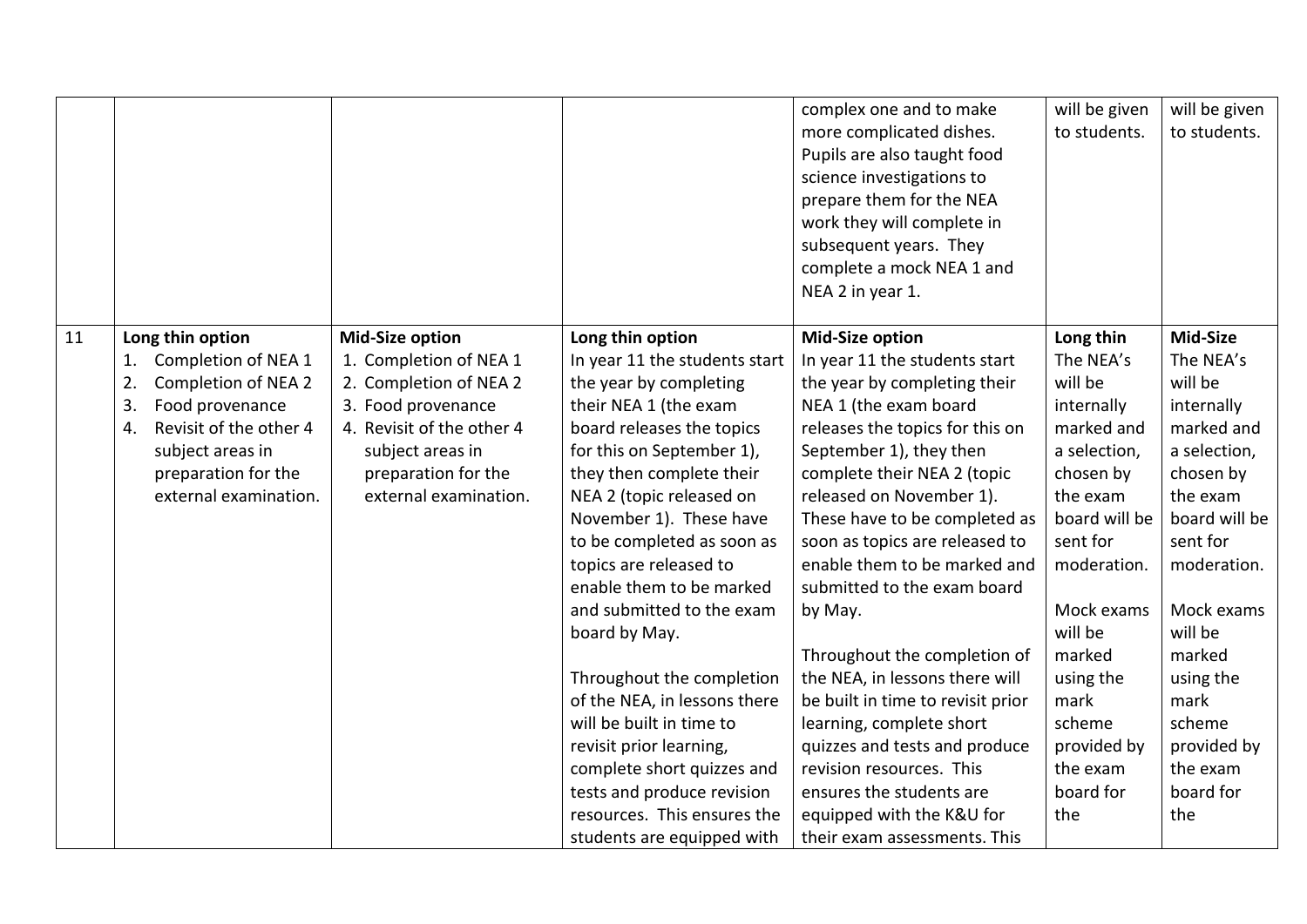|  |  |  |  | complex one and to make more complicated dishes. Pupils are also taught food science investigations to prepare them for the NEA work they will complete in subsequent years. They complete a mock NEA 1 and NEA 2 in year 1. | will be given to students. | will be given to students. |
|---|---|---|---|---|---|---|
| 11 | **Long thin option**<br>1. Completion of NEA 1<br>2. Completion of NEA 2<br>3. Food provenance<br>4. Revisit of the other 4 subject areas in preparation for the external examination. | **Mid-Size option**<br>1. Completion of NEA 1<br>2. Completion of NEA 2<br>3. Food provenance<br>4. Revisit of the other 4 subject areas in preparation for the external examination. | **Long thin option**<br>In year 11 the students start the year by completing their NEA 1 (the exam board releases the topics for this on September 1), they then complete their NEA 2 (topic released on November 1). These have to be completed as soon as topics are released to enable them to be marked and submitted to the exam board by May.<br><br>Throughout the completion of the NEA, in lessons there will be built in time to revisit prior learning, complete short quizzes and tests and produce revision resources. This ensures the students are equipped with | **Mid-Size option**<br>In year 11 the students start the year by completing their NEA 1 (the exam board releases the topics for this on September 1), they then complete their NEA 2 (topic released on November 1). These have to be completed as soon as topics are released to enable them to be marked and submitted to the exam board by May.<br><br>Throughout the completion of the NEA, in lessons there will be built in time to revisit prior learning, complete short quizzes and tests and produce revision resources. This ensures the students are equipped with the K&U for their exam assessments. This | **Long thin**<br>The NEA's will be internally marked and a selection, chosen by the exam board will be sent for moderation.<br><br>Mock exams will be marked using the mark scheme provided by the exam board for the | **Mid-Size**<br>The NEA's will be internally marked and a selection, chosen by the exam board will be sent for moderation.<br><br>Mock exams will be marked using the mark scheme provided by the exam board for the |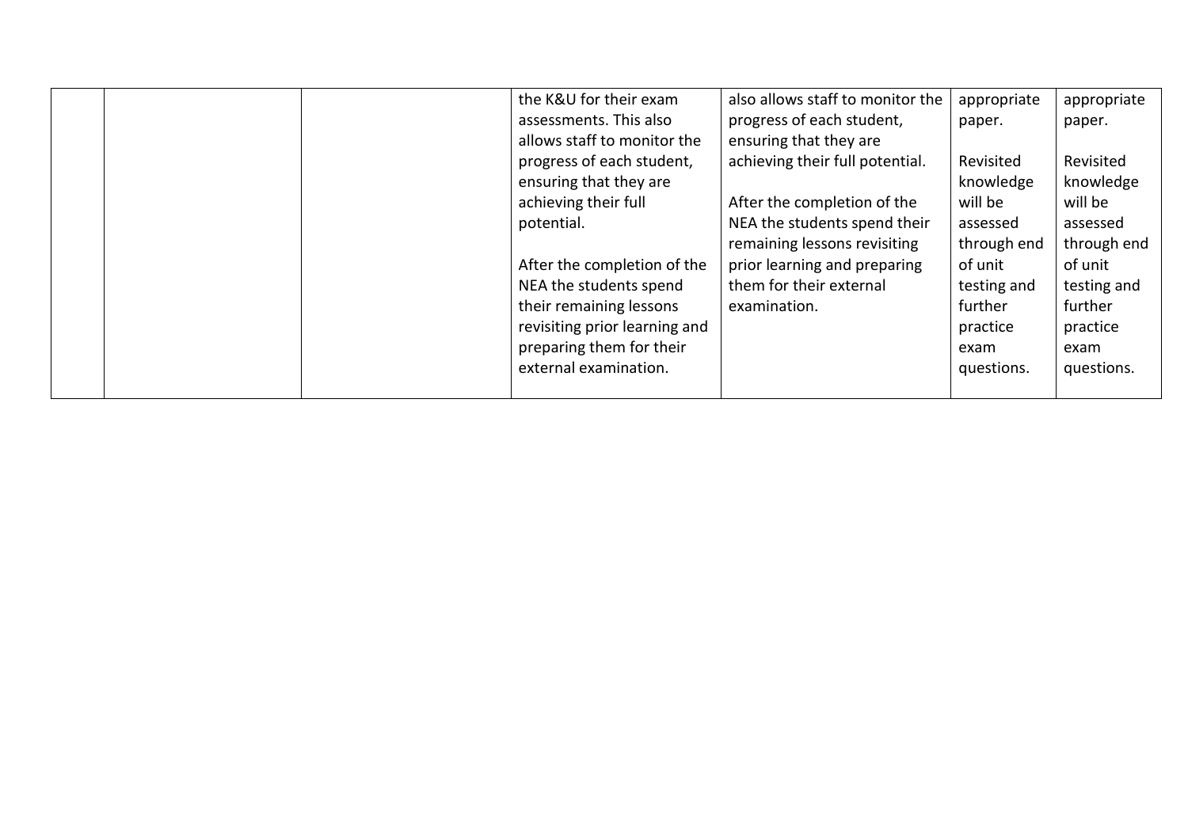| | | | | | | |
|---|---|---|---|---|---|---|
| | | | the K&U for their exam assessments. This also allows staff to monitor the progress of each student, ensuring that they are achieving their full potential.<br><br>After the completion of the NEA the students spend their remaining lessons revisiting prior learning and preparing them for their external examination. | also allows staff to monitor the progress of each student, ensuring that they are achieving their full potential.<br><br>After the completion of the NEA the students spend their remaining lessons revisiting prior learning and preparing them for their external examination. | appropriate paper.<br><br>Revisited knowledge will be assessed through end of unit testing and further practice exam questions. | appropriate paper.<br><br>Revisited knowledge will be assessed through end of unit testing and further practice exam questions. |